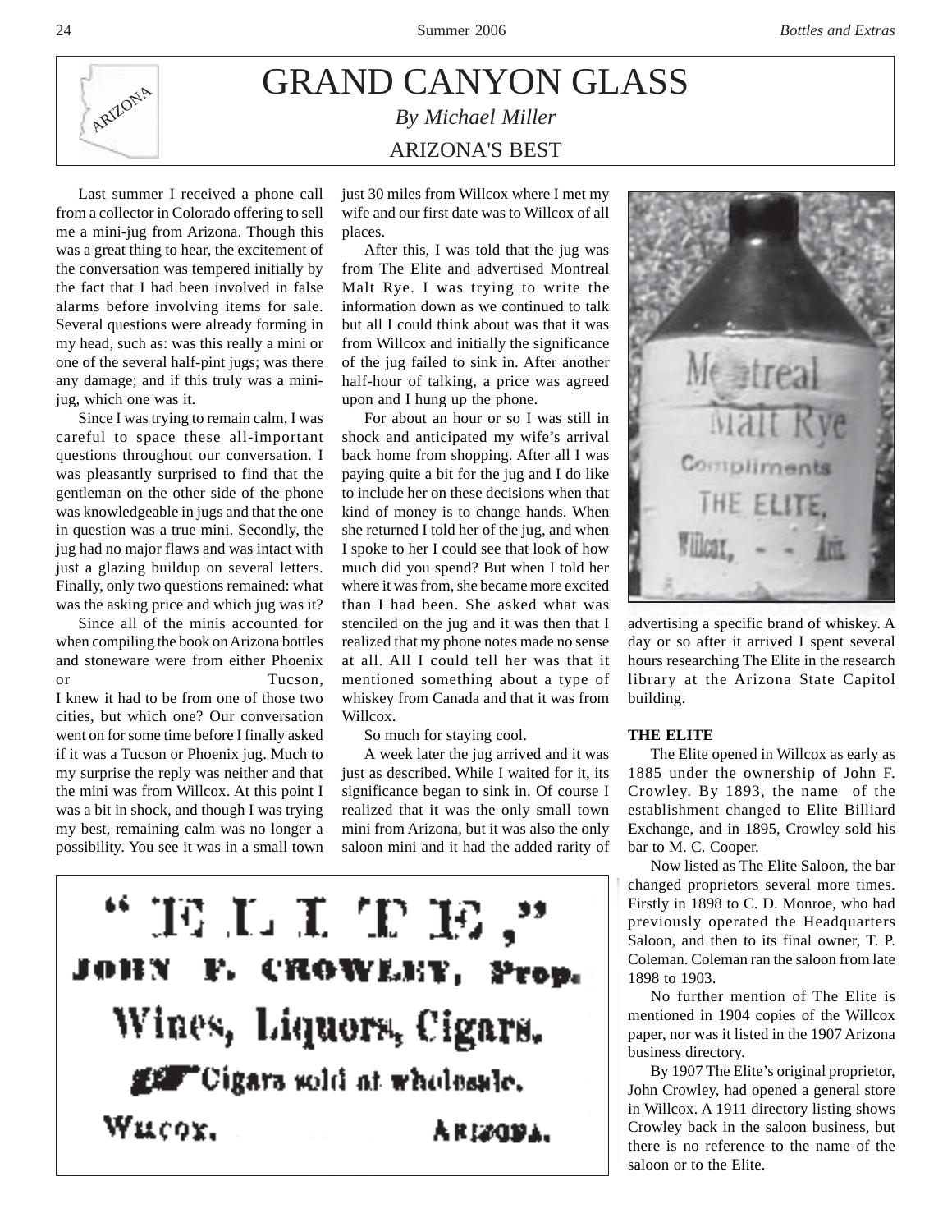# GRAND CANYON GLASS

*By Michael Miller*

## ARIZONA'S BEST

Last summer I received a phone call from a collector in Colorado offering to sell me a mini-jug from Arizona. Though this was a great thing to hear, the excitement of the conversation was tempered initially by the fact that I had been involved in false alarms before involving items for sale. Several questions were already forming in my head, such as: was this really a mini or one of the several half-pint jugs; was there any damage; and if this truly was a mini-jug, which one was it.

Since I was trying to remain calm, I was careful to space these all-important questions throughout our conversation. I was pleasantly surprised to find that the gentleman on the other side of the phone was knowledgeable in jugs and that the one in question was a true mini. Secondly, the jug had no major flaws and was intact with just a glazing buildup on several letters. Finally, only two questions remained: what was the asking price and which jug was it?

Since all of the minis accounted for when compiling the book on Arizona bottles and stoneware were from either Phoenix or Tucson, I knew it had to be from one of those two cities, but which one? Our conversation went on for some time before I finally asked if it was a Tucson or Phoenix jug. Much to my surprise the reply was neither and that the mini was from Willcox. At this point I was a bit in shock, and though I was trying my best, remaining calm was no longer a possibility. You see it was in a small town just 30 miles from Willcox where I met my wife and our first date was to Willcox of all places.

After this, I was told that the jug was from The Elite and advertised Montreal Malt Rye. I was trying to write the information down as we continued to talk but all I could think about was that it was from Willcox and initially the significance of the jug failed to sink in. After another half-hour of talking, a price was agreed upon and I hung up the phone.

For about an hour or so I was still in shock and anticipated my wife's arrival back home from shopping. After all I was paying quite a bit for the jug and I do like to include her on these decisions when that kind of money is to change hands. When she returned I told her of the jug, and when I spoke to her I could see that look of how much did you spend? But when I told her where it was from, she became more excited than I had been. She asked what was stenciled on the jug and it was then that I realized that my phone notes made no sense at all. All I could tell her was that it mentioned something about a type of whiskey from Canada and that it was from Willcox.

So much for staying cool.

A week later the jug arrived and it was just as described. While I waited for it, its significance began to sink in. Of course I realized that it was the only small town mini from Arizona, but it was also the only saloon mini and it had the added rarity of advertising a specific brand of whiskey. A day or so after it arrived I spent several hours researching The Elite in the research library at the Arizona State Capitol building.

"ELITE,"
JOHN F. CROWLEY, Prop.
Wines, Liquors, Cigars.
Cigars sold at wholesale.
WILCOX. ARIZONA.

### THE ELITE

The Elite opened in Willcox as early as 1885 under the ownership of John F. Crowley. By 1893, the name of the establishment changed to Elite Billiard Exchange, and in 1895, Crowley sold his bar to M. C. Cooper.

Now listed as The Elite Saloon, the bar changed proprietors several more times. Firstly in 1898 to C. D. Monroe, who had previously operated the Headquarters Saloon, and then to its final owner, T. P. Coleman. Coleman ran the saloon from late 1898 to 1903.

No further mention of The Elite is mentioned in 1904 copies of the Willcox paper, nor was it listed in the 1907 Arizona business directory.

By 1907 The Elite's original proprietor, John Crowley, had opened a general store in Willcox. A 1911 directory listing shows Crowley back in the saloon business, but there is no reference to the name of the saloon or to the Elite.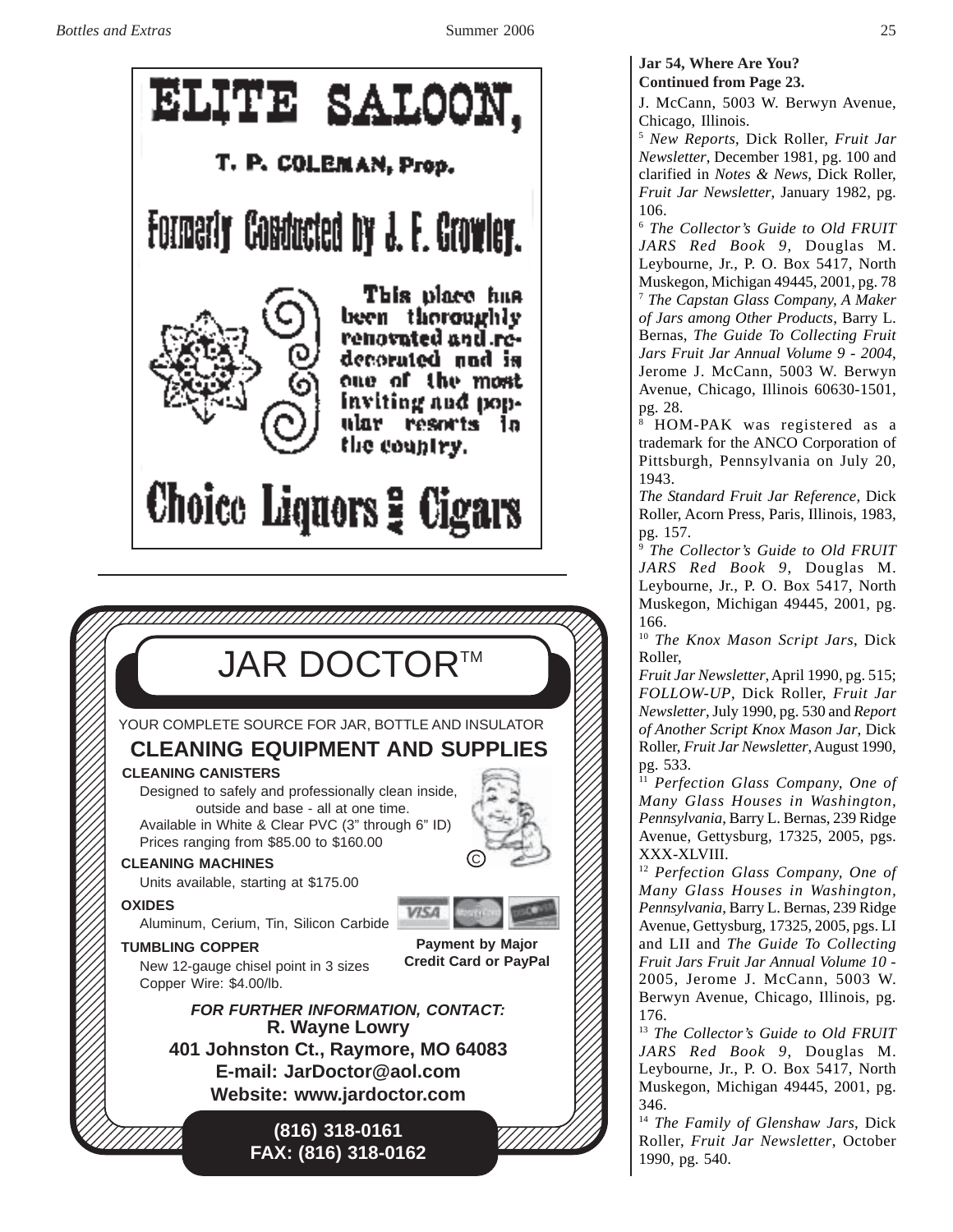# ELITE SALOON,

T. P. COLEMAN, Prop.

Formerly Conducted by J. F. Crowley.

This place has been thoroughly renovated and redecorated and is one of the most inviting and popular resorts in the country.

Choice Liquors and Cigars

---

# JAR DOCTOR™

YOUR COMPLETE SOURCE FOR JAR, BOTTLE AND INSULATOR

## CLEANING EQUIPMENT AND SUPPLIES

**CLEANING CANISTERS**

Designed to safely and professionally clean inside, outside and base - all at one time.
Available in White & Clear PVC (3" through 6" ID)
Prices ranging from $85.00 to $160.00

**CLEANING MACHINES**

Units available, starting at $175.00

**OXIDES**

Aluminum, Cerium, Tin, Silicon Carbide

**TUMBLING COPPER**

New 12-gauge chisel point in 3 sizes
Copper Wire: $4.00/lb.

**Payment by Major Credit Card or PayPal**

***FOR FURTHER INFORMATION, CONTACT:***

**R. Wayne Lowry**
**401 Johnston Ct., Raymore, MO 64083**
**E-mail: JarDoctor@aol.com**
**Website: www.jardoctor.com**

**(816) 318-0161**
**FAX: (816) 318-0162**

---

**Jar 54, Where Are You?**
**Continued from Page 23.**

J. McCann, 5003 W. Berwyn Avenue, Chicago, Illinois.

[5] *New Reports*, Dick Roller, *Fruit Jar Newsletter*, December 1981, pg. 100 and clarified in *Notes & News*, Dick Roller, *Fruit Jar Newsletter*, January 1982, pg. 106.

[6] *The Collector's Guide to Old FRUIT JARS Red Book 9*, Douglas M. Leybourne, Jr., P. O. Box 5417, North Muskegon, Michigan 49445, 2001, pg. 78

[7] *The Capstan Glass Company, A Maker of Jars among Other Products*, Barry L. Bernas, *The Guide To Collecting Fruit Jars Fruit Jar Annual Volume 9 - 2004*, Jerome J. McCann, 5003 W. Berwyn Avenue, Chicago, Illinois 60630-1501, pg. 28.

[8] HOM-PAK was registered as a trademark for the ANCO Corporation of Pittsburgh, Pennsylvania on July 20, 1943.
*The Standard Fruit Jar Reference*, Dick Roller, Acorn Press, Paris, Illinois, 1983, pg. 157.

[9] *The Collector's Guide to Old FRUIT JARS Red Book 9*, Douglas M. Leybourne, Jr., P. O. Box 5417, North Muskegon, Michigan 49445, 2001, pg. 166.

[10] *The Knox Mason Script Jars*, Dick Roller,
*Fruit Jar Newsletter*, April 1990, pg. 515; *FOLLOW-UP*, Dick Roller, *Fruit Jar Newsletter*, July 1990, pg. 530 and *Report of Another Script Knox Mason Jar*, Dick Roller, *Fruit Jar Newsletter*, August 1990, pg. 533.

[11] *Perfection Glass Company, One of Many Glass Houses in Washington, Pennsylvania*, Barry L. Bernas, 239 Ridge Avenue, Gettysburg, 17325, 2005, pgs. XXX-XLVIII.

[12] *Perfection Glass Company, One of Many Glass Houses in Washington, Pennsylvania*, Barry L. Bernas, 239 Ridge Avenue, Gettysburg, 17325, 2005, pgs. LI and LII and *The Guide To Collecting Fruit Jars Fruit Jar Annual Volume 10 - 2005*, Jerome J. McCann, 5003 W. Berwyn Avenue, Chicago, Illinois, pg. 176.

[13] *The Collector's Guide to Old FRUIT JARS Red Book 9*, Douglas M. Leybourne, Jr., P. O. Box 5417, North Muskegon, Michigan 49445, 2001, pg. 346.

[14] *The Family of Glenshaw Jars*, Dick Roller, *Fruit Jar Newsletter*, October 1990, pg. 540.